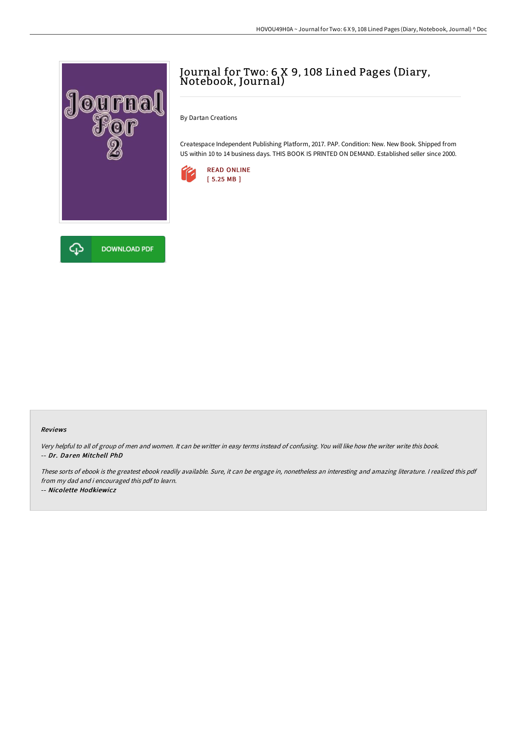# Journal for Two: 6 X 9, 108 Lined Pages (Diary, Notebook, Journal)

By Dartan Creations

Createspace Independent Publishing Platform, 2017. PAP. Condition: New. New Book. Shipped from US within 10 to 14 business days. THIS BOOK IS PRINTED ON DEMAND. Established seller since 2000.

READ ONLINE
[ 5.25 MB ]

DOWNLOAD PDF

### Reviews

*Very helpful to all of group of men and women. It can be writter in easy terms instead of confusing. You will like how the writer write this book.*
-- ***Dr. Daren Mitchell PhD***

*These sorts of ebook is the greatest ebook readily available. Sure, it can be engage in, nonetheless an interesting and amazing literature. I realized this pdf from my dad and i encouraged this pdf to learn.*
-- ***Nicolette Hodkiewicz***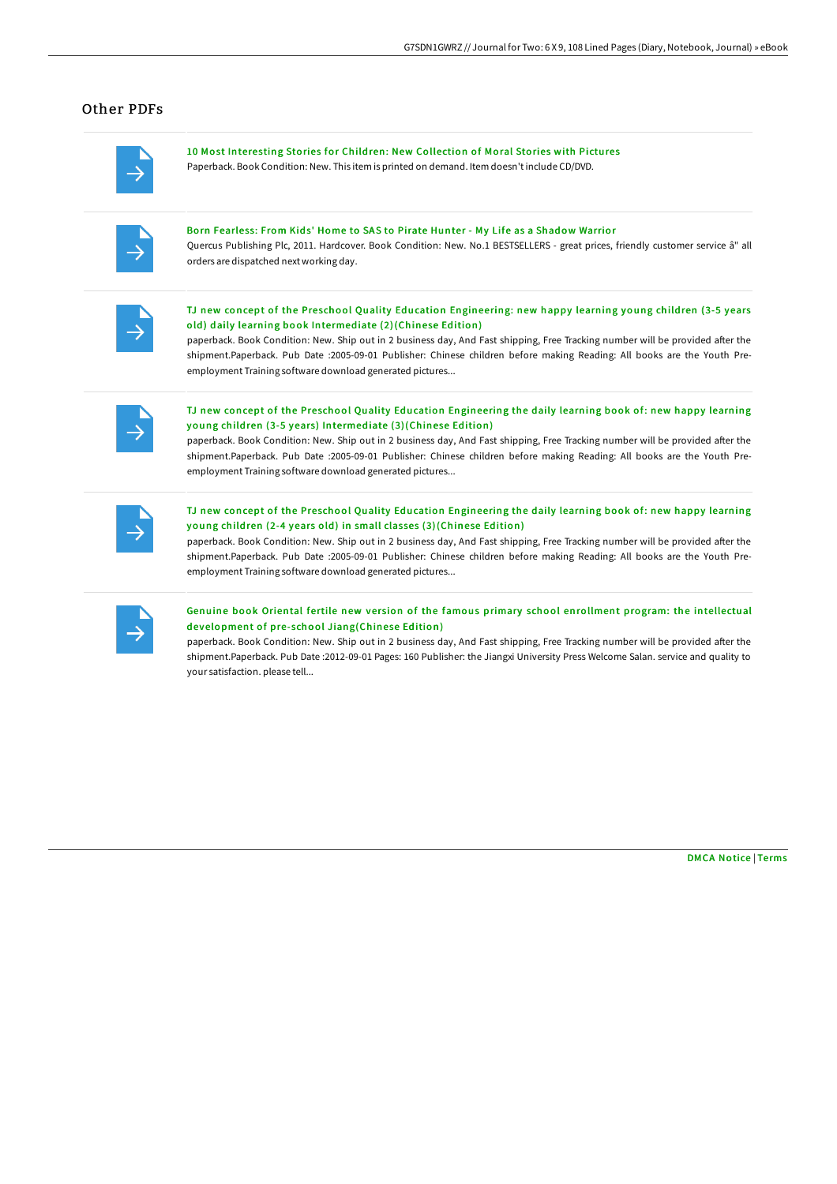## Other PDFs

10 Most Interesting Stories for Children: New Collection of Moral Stories with Pictures

Paperback. Book Condition: New. This item is printed on demand. Item doesn't include CD/DVD.

Born Fearless: From Kids' Home to SAS to Pirate Hunter - My Life as a Shadow Warrior

Quercus Publishing Plc, 2011. Hardcover. Book Condition: New. No.1 BESTSELLERS - great prices, friendly customer service â" all orders are dispatched next working day.

TJ new concept of the Preschool Quality Education Engineering: new happy learning young children (3-5 years old) daily learning book Intermediate (2)(Chinese Edition)

paperback. Book Condition: New. Ship out in 2 business day, And Fast shipping, Free Tracking number will be provided after the shipment.Paperback. Pub Date :2005-09-01 Publisher: Chinese children before making Reading: All books are the Youth Pre-employment Training software download generated pictures...

TJ new concept of the Preschool Quality Education Engineering the daily learning book of: new happy learning young children (3-5 years) Intermediate (3)(Chinese Edition)

paperback. Book Condition: New. Ship out in 2 business day, And Fast shipping, Free Tracking number will be provided after the shipment.Paperback. Pub Date :2005-09-01 Publisher: Chinese children before making Reading: All books are the Youth Pre-employment Training software download generated pictures...

TJ new concept of the Preschool Quality Education Engineering the daily learning book of: new happy learning young children (2-4 years old) in small classes (3)(Chinese Edition)

paperback. Book Condition: New. Ship out in 2 business day, And Fast shipping, Free Tracking number will be provided after the shipment.Paperback. Pub Date :2005-09-01 Publisher: Chinese children before making Reading: All books are the Youth Pre-employment Training software download generated pictures...

Genuine book Oriental fertile new version of the famous primary school enrollment program: the intellectual development of pre-school Jiang(Chinese Edition)

paperback. Book Condition: New. Ship out in 2 business day, And Fast shipping, Free Tracking number will be provided after the shipment.Paperback. Pub Date :2012-09-01 Pages: 160 Publisher: the Jiangxi University Press Welcome Salan. service and quality to your satisfaction. please tell...

DMCA Notice | Terms